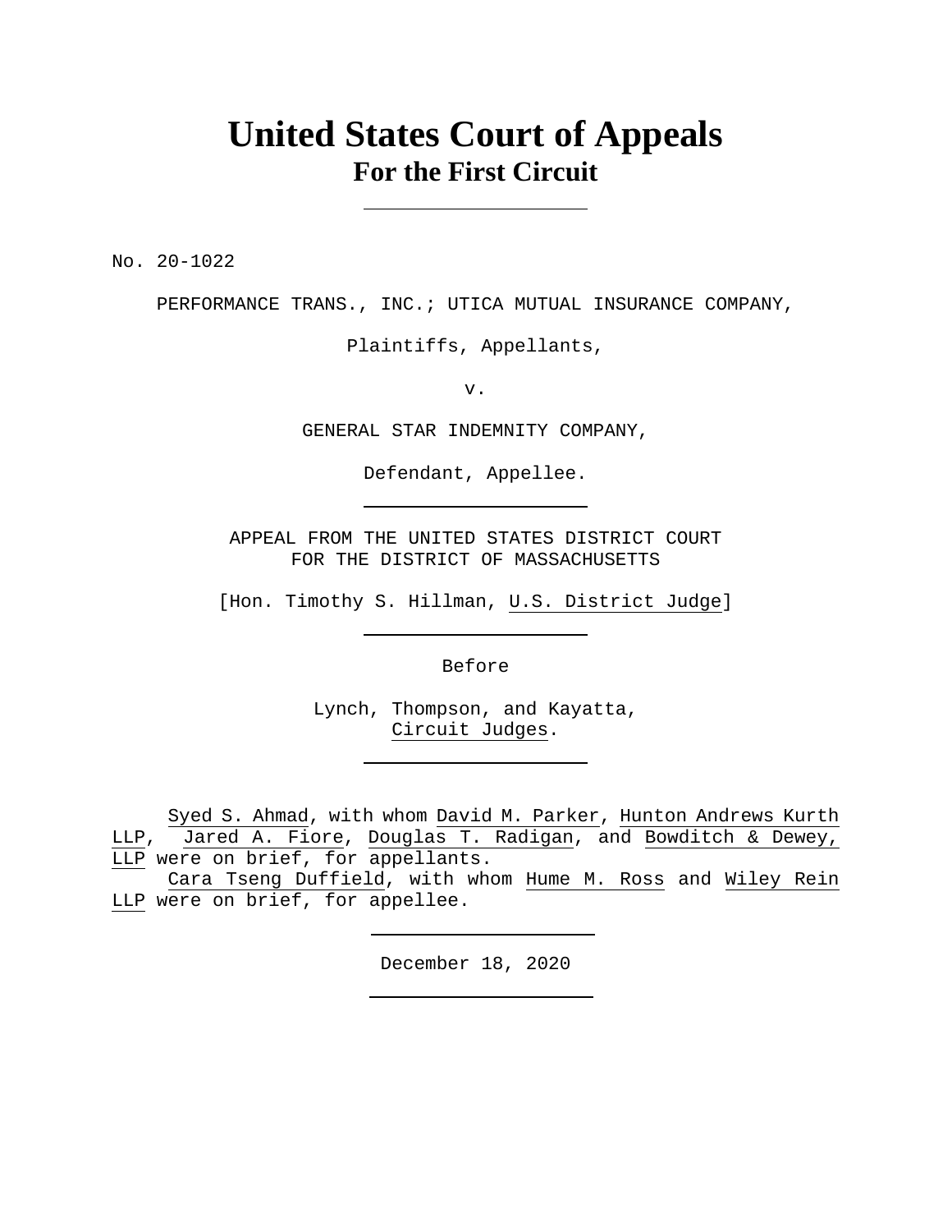# United States Court of Appeals
## For the First Circuit

---

No. 20-1022

PERFORMANCE TRANS., INC.; UTICA MUTUAL INSURANCE COMPANY,

Plaintiffs, Appellants,

v.

GENERAL STAR INDEMNITY COMPANY,

Defendant, Appellee.

---

APPEAL FROM THE UNITED STATES DISTRICT COURT
FOR THE DISTRICT OF MASSACHUSETTS

[Hon. Timothy S. Hillman, U.S. District Judge]

---

Before

Lynch, Thompson, and Kayatta,
Circuit Judges.

---

Syed S. Ahmad, with whom David M. Parker, Hunton Andrews Kurth LLP, Jared A. Fiore, Douglas T. Radigan, and Bowditch & Dewey, LLP were on brief, for appellants.

Cara Tseng Duffield, with whom Hume M. Ross and Wiley Rein LLP were on brief, for appellee.

---

December 18, 2020

---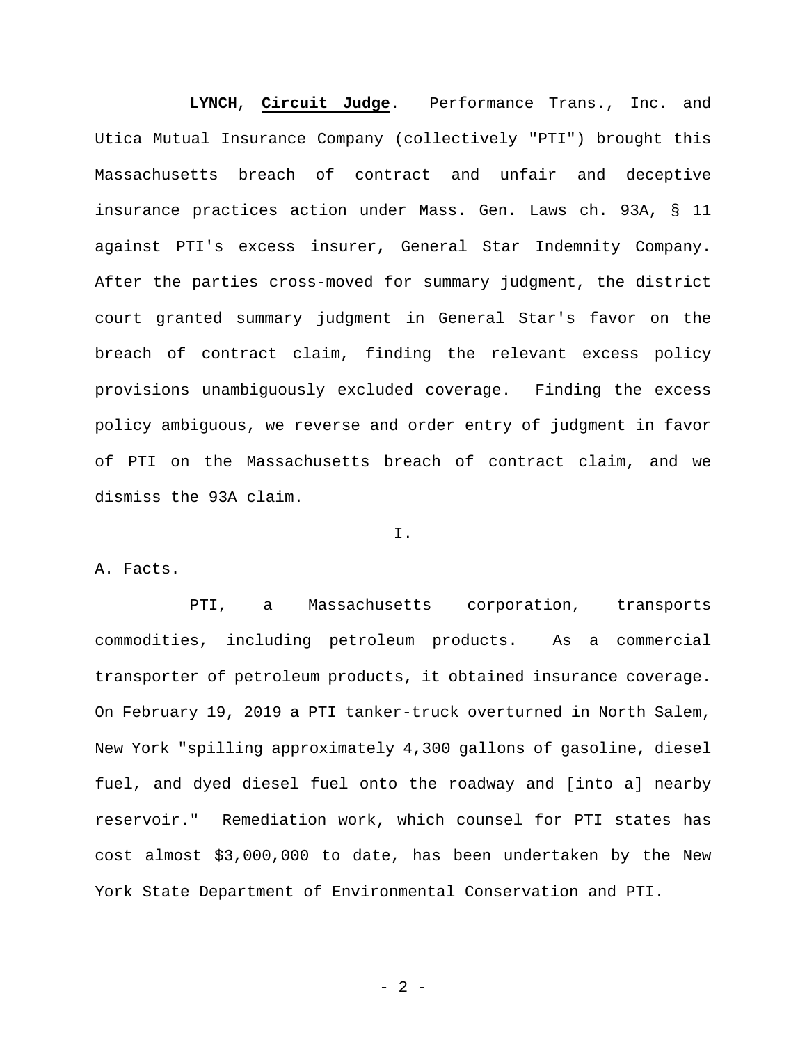**LYNCH**, **Circuit Judge**. Performance Trans., Inc. and Utica Mutual Insurance Company (collectively "PTI") brought this Massachusetts breach of contract and unfair and deceptive insurance practices action under Mass. Gen. Laws ch. 93A, § 11 against PTI's excess insurer, General Star Indemnity Company. After the parties cross-moved for summary judgment, the district court granted summary judgment in General Star's favor on the breach of contract claim, finding the relevant excess policy provisions unambiguously excluded coverage. Finding the excess policy ambiguous, we reverse and order entry of judgment in favor of PTI on the Massachusetts breach of contract claim, and we dismiss the 93A claim.

I.

A. Facts.

PTI, a Massachusetts corporation, transports commodities, including petroleum products. As a commercial transporter of petroleum products, it obtained insurance coverage. On February 19, 2019 a PTI tanker-truck overturned in North Salem, New York "spilling approximately 4,300 gallons of gasoline, diesel fuel, and dyed diesel fuel onto the roadway and [into a] nearby reservoir." Remediation work, which counsel for PTI states has cost almost $3,000,000 to date, has been undertaken by the New York State Department of Environmental Conservation and PTI.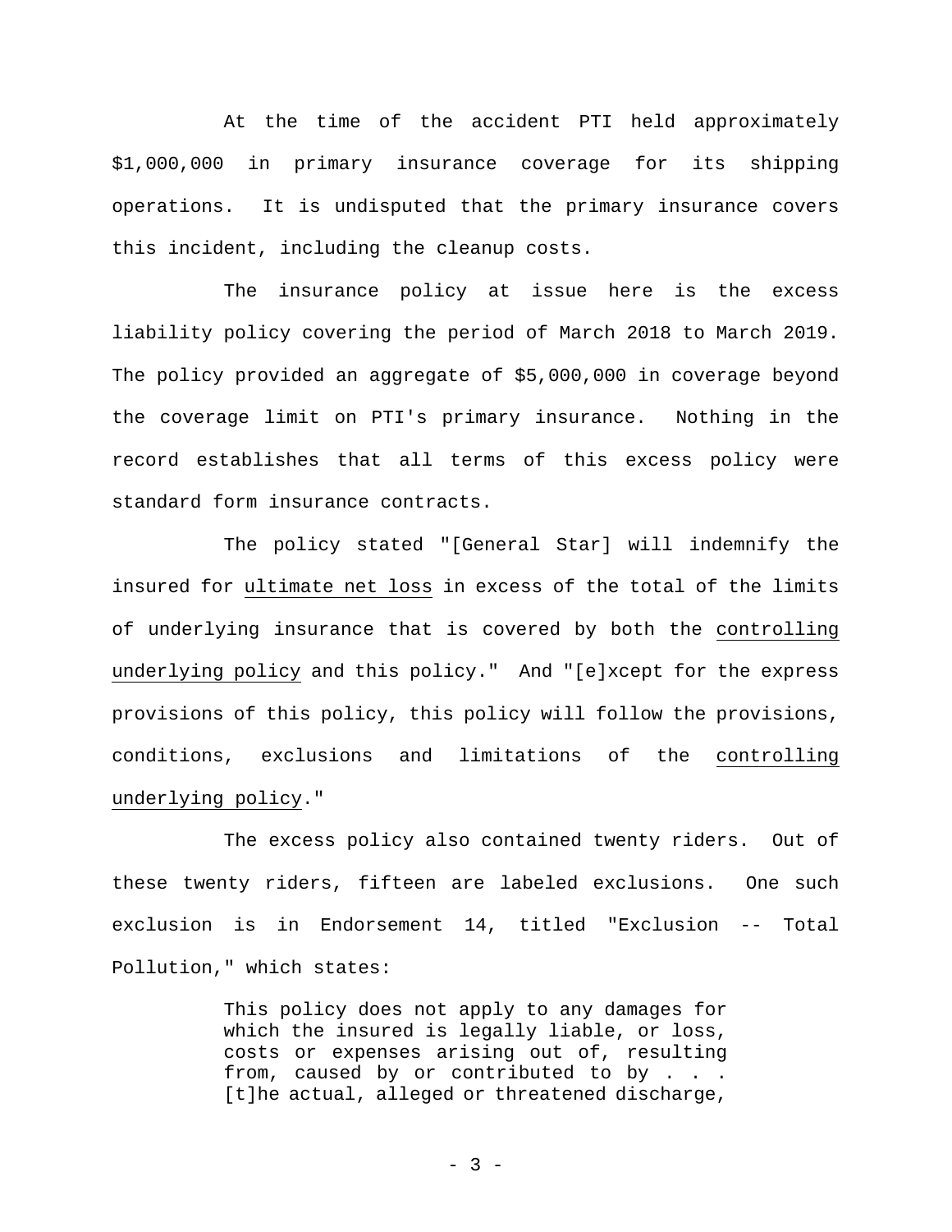At the time of the accident PTI held approximately $1,000,000 in primary insurance coverage for its shipping operations. It is undisputed that the primary insurance covers this incident, including the cleanup costs.

The insurance policy at issue here is the excess liability policy covering the period of March 2018 to March 2019. The policy provided an aggregate of $5,000,000 in coverage beyond the coverage limit on PTI's primary insurance. Nothing in the record establishes that all terms of this excess policy were standard form insurance contracts.

The policy stated "[General Star] will indemnify the insured for <u>ultimate net loss</u> in excess of the total of the limits of underlying insurance that is covered by both the <u>controlling underlying policy</u> and this policy." And "[e]xcept for the express provisions of this policy, this policy will follow the provisions, conditions, exclusions and limitations of the <u>controlling underlying policy</u>."

The excess policy also contained twenty riders. Out of these twenty riders, fifteen are labeled exclusions. One such exclusion is in Endorsement 14, titled "Exclusion -- Total Pollution," which states:

> This policy does not apply to any damages for which the insured is legally liable, or loss, costs or expenses arising out of, resulting from, caused by or contributed to by . . . [t]he actual, alleged or threatened discharge,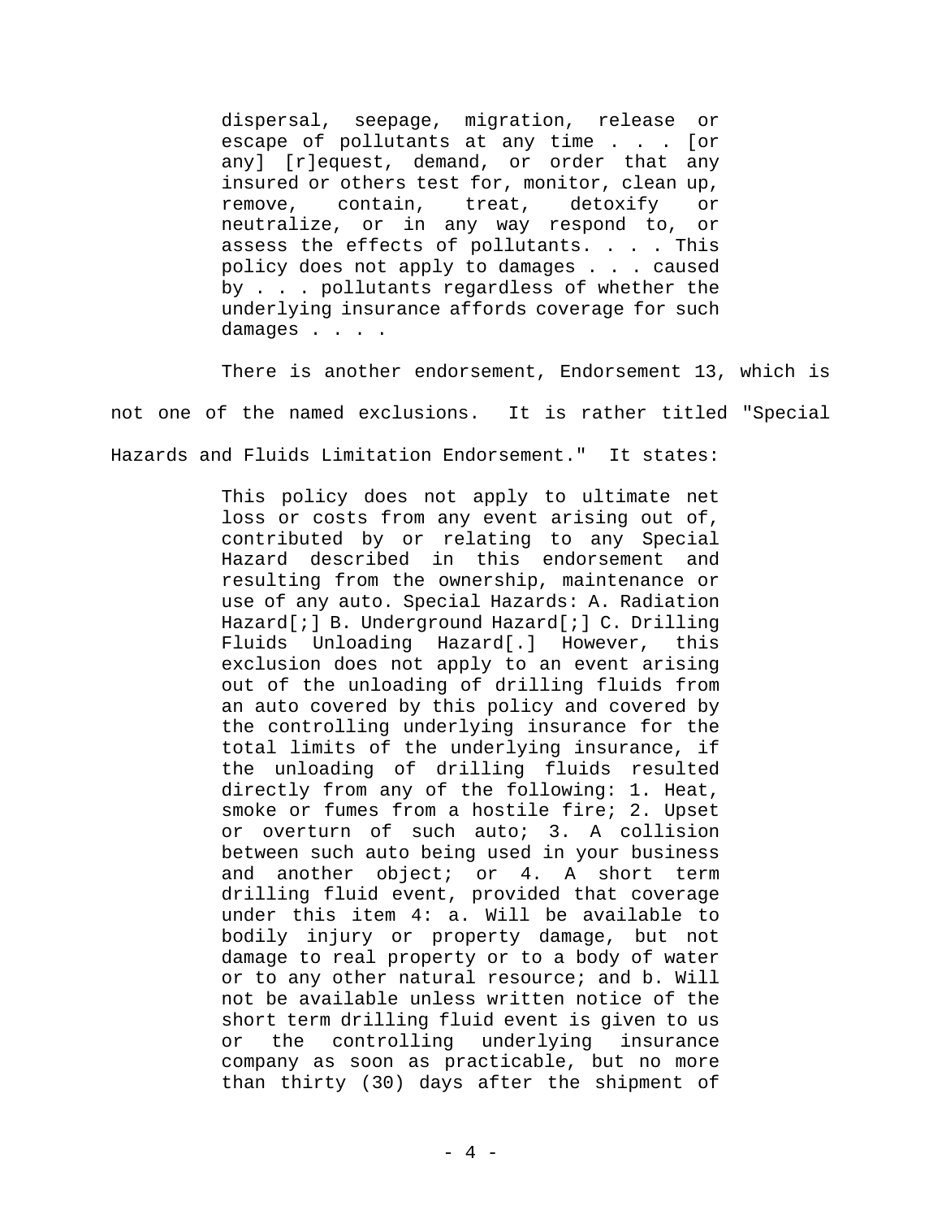> dispersal, seepage, migration, release or escape of pollutants at any time . . . [or any] [r]equest, demand, or order that any insured or others test for, monitor, clean up, remove, contain, treat, detoxify or neutralize, or in any way respond to, or assess the effects of pollutants. . . . This policy does not apply to damages . . . caused by . . . pollutants regardless of whether the underlying insurance affords coverage for such damages . . . .

There is another endorsement, Endorsement 13, which is not one of the named exclusions. It is rather titled "Special Hazards and Fluids Limitation Endorsement." It states:

> This policy does not apply to ultimate net loss or costs from any event arising out of, contributed by or relating to any Special Hazard described in this endorsement and resulting from the ownership, maintenance or use of any auto. Special Hazards: A. Radiation Hazard[;] B. Underground Hazard[;] C. Drilling Fluids Unloading Hazard[.] However, this exclusion does not apply to an event arising out of the unloading of drilling fluids from an auto covered by this policy and covered by the controlling underlying insurance for the total limits of the underlying insurance, if the unloading of drilling fluids resulted directly from any of the following: 1. Heat, smoke or fumes from a hostile fire; 2. Upset or overturn of such auto; 3. A collision between such auto being used in your business and another object; or 4. A short term drilling fluid event, provided that coverage under this item 4: a. Will be available to bodily injury or property damage, but not damage to real property or to a body of water or to any other natural resource; and b. Will not be available unless written notice of the short term drilling fluid event is given to us or the controlling underlying insurance company as soon as practicable, but no more than thirty (30) days after the shipment of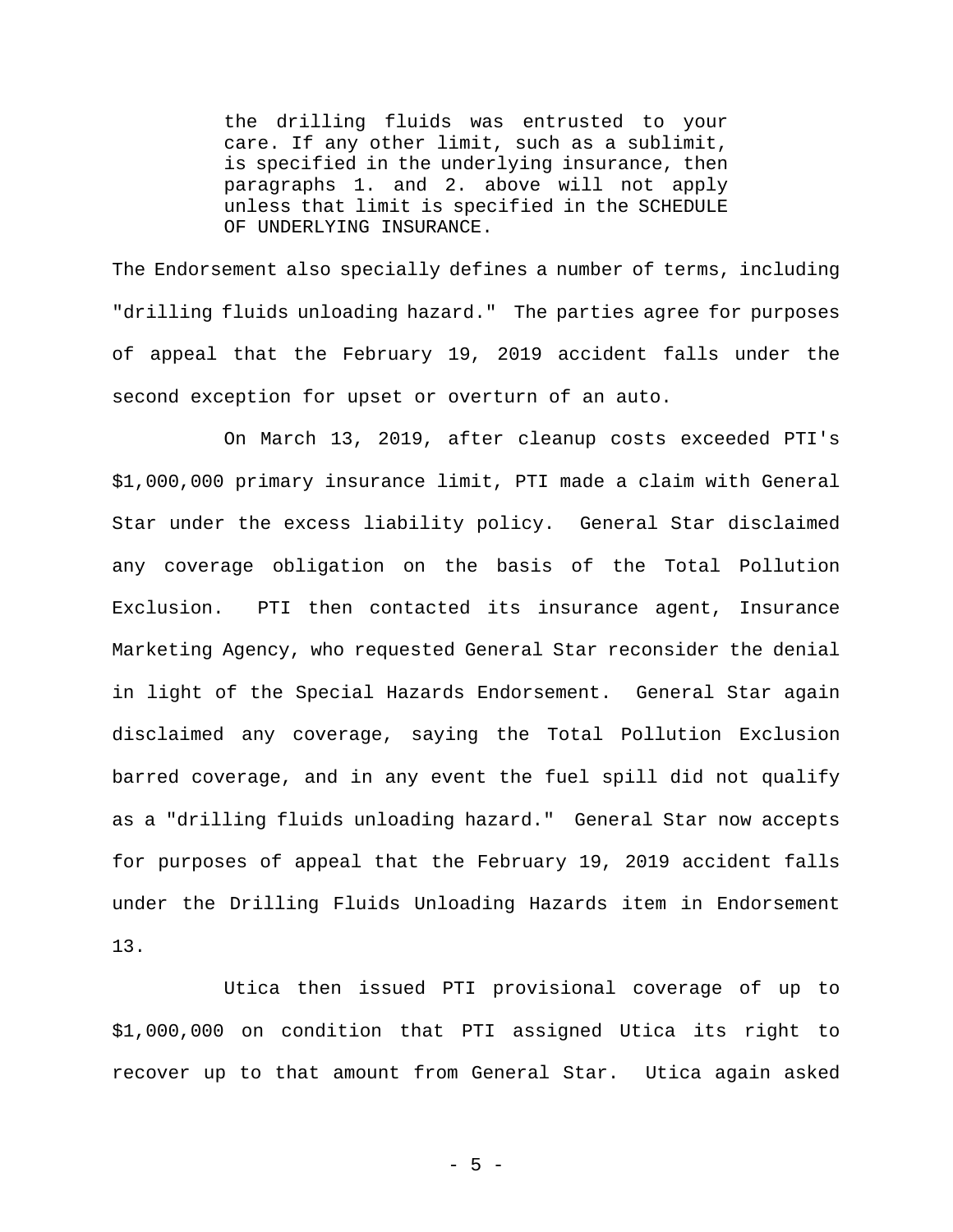> the drilling fluids was entrusted to your care. If any other limit, such as a sublimit, is specified in the underlying insurance, then paragraphs 1. and 2. above will not apply unless that limit is specified in the SCHEDULE OF UNDERLYING INSURANCE.

The Endorsement also specially defines a number of terms, including "drilling fluids unloading hazard." The parties agree for purposes of appeal that the February 19, 2019 accident falls under the second exception for upset or overturn of an auto.

On March 13, 2019, after cleanup costs exceeded PTI's $1,000,000 primary insurance limit, PTI made a claim with General Star under the excess liability policy. General Star disclaimed any coverage obligation on the basis of the Total Pollution Exclusion. PTI then contacted its insurance agent, Insurance Marketing Agency, who requested General Star reconsider the denial in light of the Special Hazards Endorsement. General Star again disclaimed any coverage, saying the Total Pollution Exclusion barred coverage, and in any event the fuel spill did not qualify as a "drilling fluids unloading hazard." General Star now accepts for purposes of appeal that the February 19, 2019 accident falls under the Drilling Fluids Unloading Hazards item in Endorsement 13.

Utica then issued PTI provisional coverage of up to $1,000,000 on condition that PTI assigned Utica its right to recover up to that amount from General Star. Utica again asked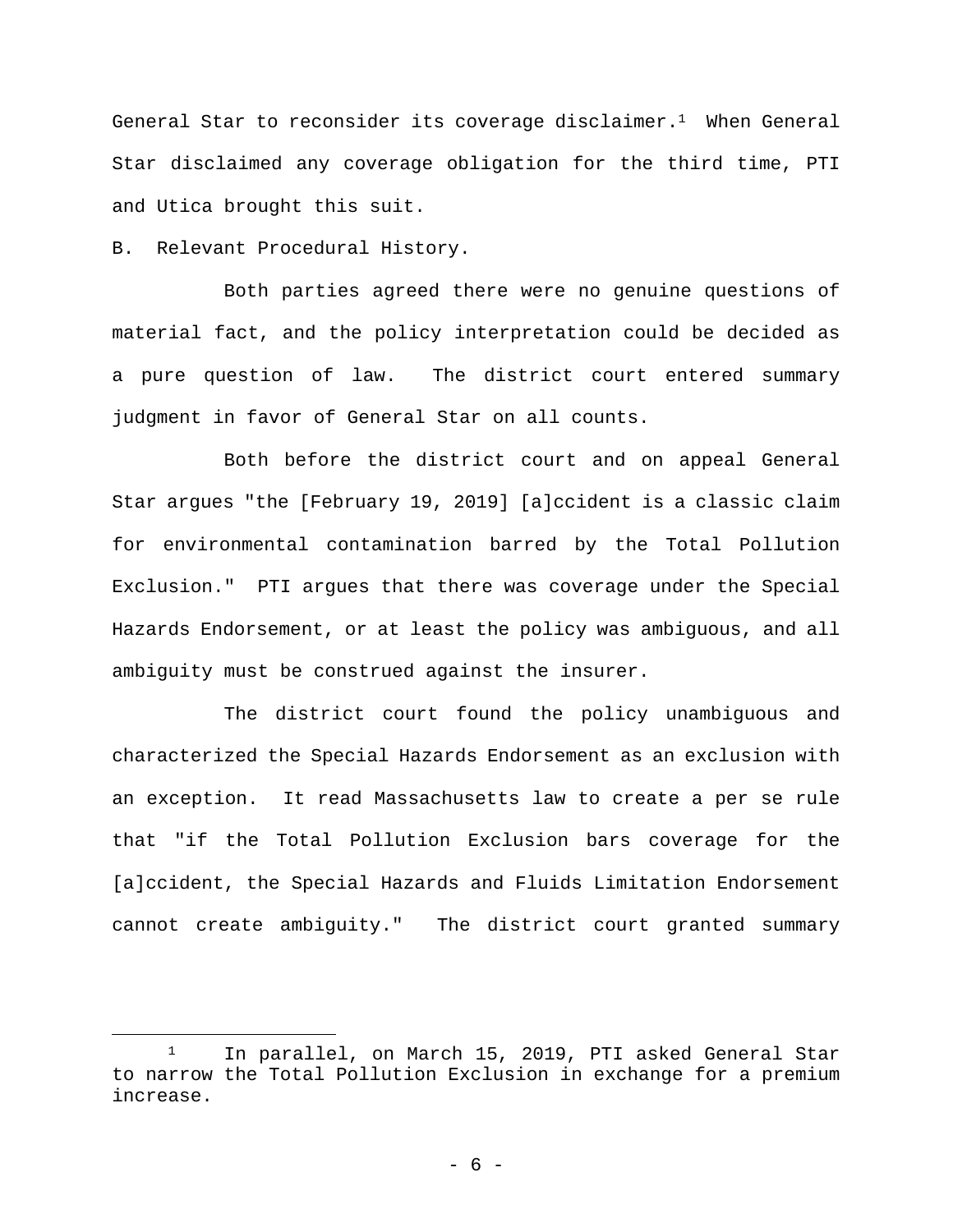General Star to reconsider its coverage disclaimer.[1] When General Star disclaimed any coverage obligation for the third time, PTI and Utica brought this suit.

B. Relevant Procedural History.

Both parties agreed there were no genuine questions of material fact, and the policy interpretation could be decided as a pure question of law. The district court entered summary judgment in favor of General Star on all counts.

Both before the district court and on appeal General Star argues "the [February 19, 2019] [a]ccident is a classic claim for environmental contamination barred by the Total Pollution Exclusion." PTI argues that there was coverage under the Special Hazards Endorsement, or at least the policy was ambiguous, and all ambiguity must be construed against the insurer.

The district court found the policy unambiguous and characterized the Special Hazards Endorsement as an exclusion with an exception. It read Massachusetts law to create a per se rule that "if the Total Pollution Exclusion bars coverage for the [a]ccident, the Special Hazards and Fluids Limitation Endorsement cannot create ambiguity." The district court granted summary

---

[1] In parallel, on March 15, 2019, PTI asked General Star to narrow the Total Pollution Exclusion in exchange for a premium increase.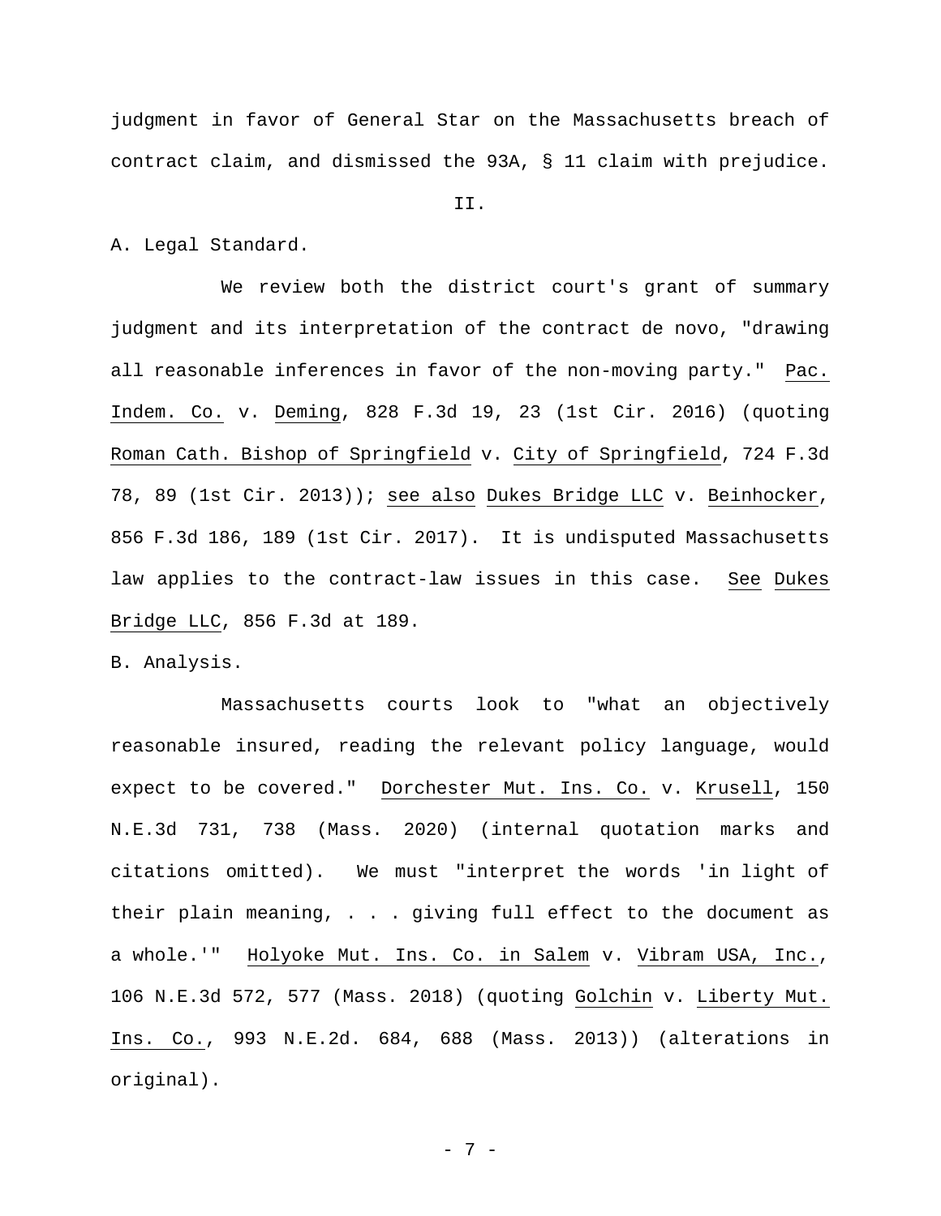judgment in favor of General Star on the Massachusetts breach of contract claim, and dismissed the 93A, § 11 claim with prejudice.

II.

A. Legal Standard.

We review both the district court's grant of summary judgment and its interpretation of the contract de novo, "drawing all reasonable inferences in favor of the non-moving party." Pac. Indem. Co. v. Deming, 828 F.3d 19, 23 (1st Cir. 2016) (quoting Roman Cath. Bishop of Springfield v. City of Springfield, 724 F.3d 78, 89 (1st Cir. 2013)); see also Dukes Bridge LLC v. Beinhocker, 856 F.3d 186, 189 (1st Cir. 2017). It is undisputed Massachusetts law applies to the contract-law issues in this case. See Dukes Bridge LLC, 856 F.3d at 189.

B. Analysis.

Massachusetts courts look to "what an objectively reasonable insured, reading the relevant policy language, would expect to be covered." Dorchester Mut. Ins. Co. v. Krusell, 150 N.E.3d 731, 738 (Mass. 2020) (internal quotation marks and citations omitted). We must "interpret the words 'in light of their plain meaning, . . . giving full effect to the document as a whole.'" Holyoke Mut. Ins. Co. in Salem v. Vibram USA, Inc., 106 N.E.3d 572, 577 (Mass. 2018) (quoting Golchin v. Liberty Mut. Ins. Co., 993 N.E.2d. 684, 688 (Mass. 2013)) (alterations in original).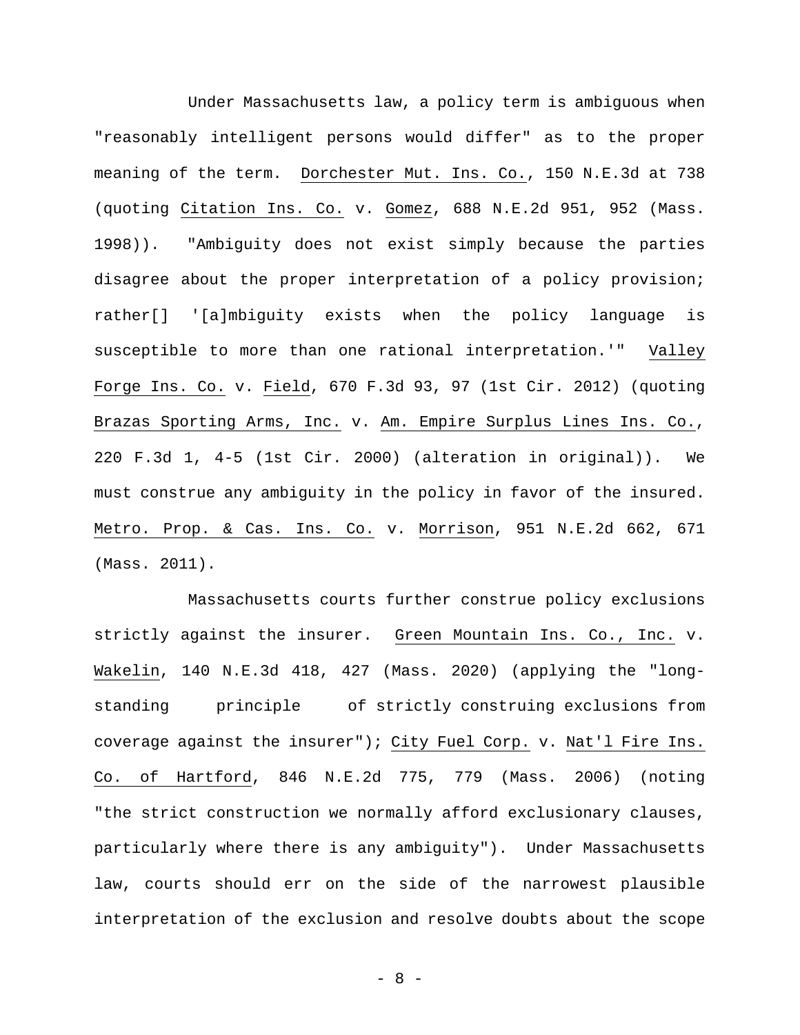Under Massachusetts law, a policy term is ambiguous when "reasonably intelligent persons would differ" as to the proper meaning of the term. Dorchester Mut. Ins. Co., 150 N.E.3d at 738 (quoting Citation Ins. Co. v. Gomez, 688 N.E.2d 951, 952 (Mass. 1998)). "Ambiguity does not exist simply because the parties disagree about the proper interpretation of a policy provision; rather[] '[a]mbiguity exists when the policy language is susceptible to more than one rational interpretation.'" Valley Forge Ins. Co. v. Field, 670 F.3d 93, 97 (1st Cir. 2012) (quoting Brazas Sporting Arms, Inc. v. Am. Empire Surplus Lines Ins. Co., 220 F.3d 1, 4-5 (1st Cir. 2000) (alteration in original)). We must construe any ambiguity in the policy in favor of the insured. Metro. Prop. & Cas. Ins. Co. v. Morrison, 951 N.E.2d 662, 671 (Mass. 2011).

Massachusetts courts further construe policy exclusions strictly against the insurer. Green Mountain Ins. Co., Inc. v. Wakelin, 140 N.E.3d 418, 427 (Mass. 2020) (applying the "long-standing principle of strictly construing exclusions from coverage against the insurer"); City Fuel Corp. v. Nat'l Fire Ins. Co. of Hartford, 846 N.E.2d 775, 779 (Mass. 2006) (noting "the strict construction we normally afford exclusionary clauses, particularly where there is any ambiguity"). Under Massachusetts law, courts should err on the side of the narrowest plausible interpretation of the exclusion and resolve doubts about the scope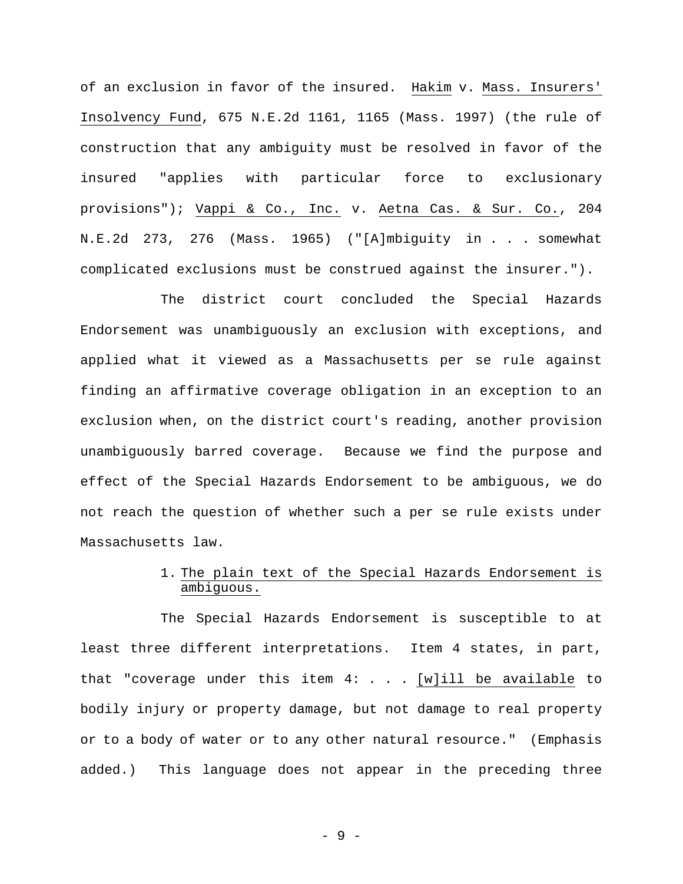of an exclusion in favor of the insured. Hakim v. Mass. Insurers' Insolvency Fund, 675 N.E.2d 1161, 1165 (Mass. 1997) (the rule of construction that any ambiguity must be resolved in favor of the insured "applies with particular force to exclusionary provisions"); Vappi & Co., Inc. v. Aetna Cas. & Sur. Co., 204 N.E.2d 273, 276 (Mass. 1965) ("[A]mbiguity in . . . somewhat complicated exclusions must be construed against the insurer.").

The district court concluded the Special Hazards Endorsement was unambiguously an exclusion with exceptions, and applied what it viewed as a Massachusetts per se rule against finding an affirmative coverage obligation in an exception to an exclusion when, on the district court's reading, another provision unambiguously barred coverage. Because we find the purpose and effect of the Special Hazards Endorsement to be ambiguous, we do not reach the question of whether such a per se rule exists under Massachusetts law.

1. The plain text of the Special Hazards Endorsement is ambiguous.

The Special Hazards Endorsement is susceptible to at least three different interpretations. Item 4 states, in part, that "coverage under this item 4: . . . [w]ill be available to bodily injury or property damage, but not damage to real property or to a body of water or to any other natural resource." (Emphasis added.) This language does not appear in the preceding three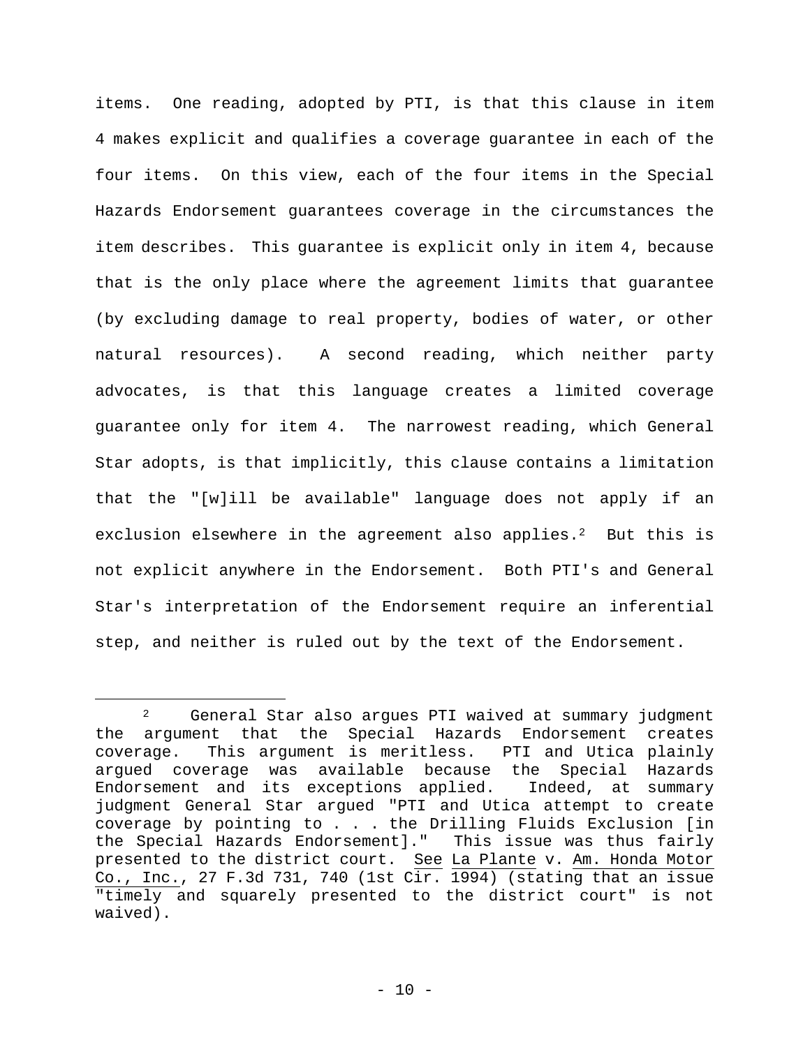items. One reading, adopted by PTI, is that this clause in item 4 makes explicit and qualifies a coverage guarantee in each of the four items. On this view, each of the four items in the Special Hazards Endorsement guarantees coverage in the circumstances the item describes. This guarantee is explicit only in item 4, because that is the only place where the agreement limits that guarantee (by excluding damage to real property, bodies of water, or other natural resources). A second reading, which neither party advocates, is that this language creates a limited coverage guarantee only for item 4. The narrowest reading, which General Star adopts, is that implicitly, this clause contains a limitation that the "[w]ill be available" language does not apply if an exclusion elsewhere in the agreement also applies.[2] But this is not explicit anywhere in the Endorsement. Both PTI's and General Star's interpretation of the Endorsement require an inferential step, and neither is ruled out by the text of the Endorsement.

---

[2] General Star also argues PTI waived at summary judgment the argument that the Special Hazards Endorsement creates coverage. This argument is meritless. PTI and Utica plainly argued coverage was available because the Special Hazards Endorsement and its exceptions applied. Indeed, at summary judgment General Star argued "PTI and Utica attempt to create coverage by pointing to . . . the Drilling Fluids Exclusion [in the Special Hazards Endorsement]." This issue was thus fairly presented to the district court. See La Plante v. Am. Honda Motor Co., Inc., 27 F.3d 731, 740 (1st Cir. 1994) (stating that an issue "timely and squarely presented to the district court" is not waived).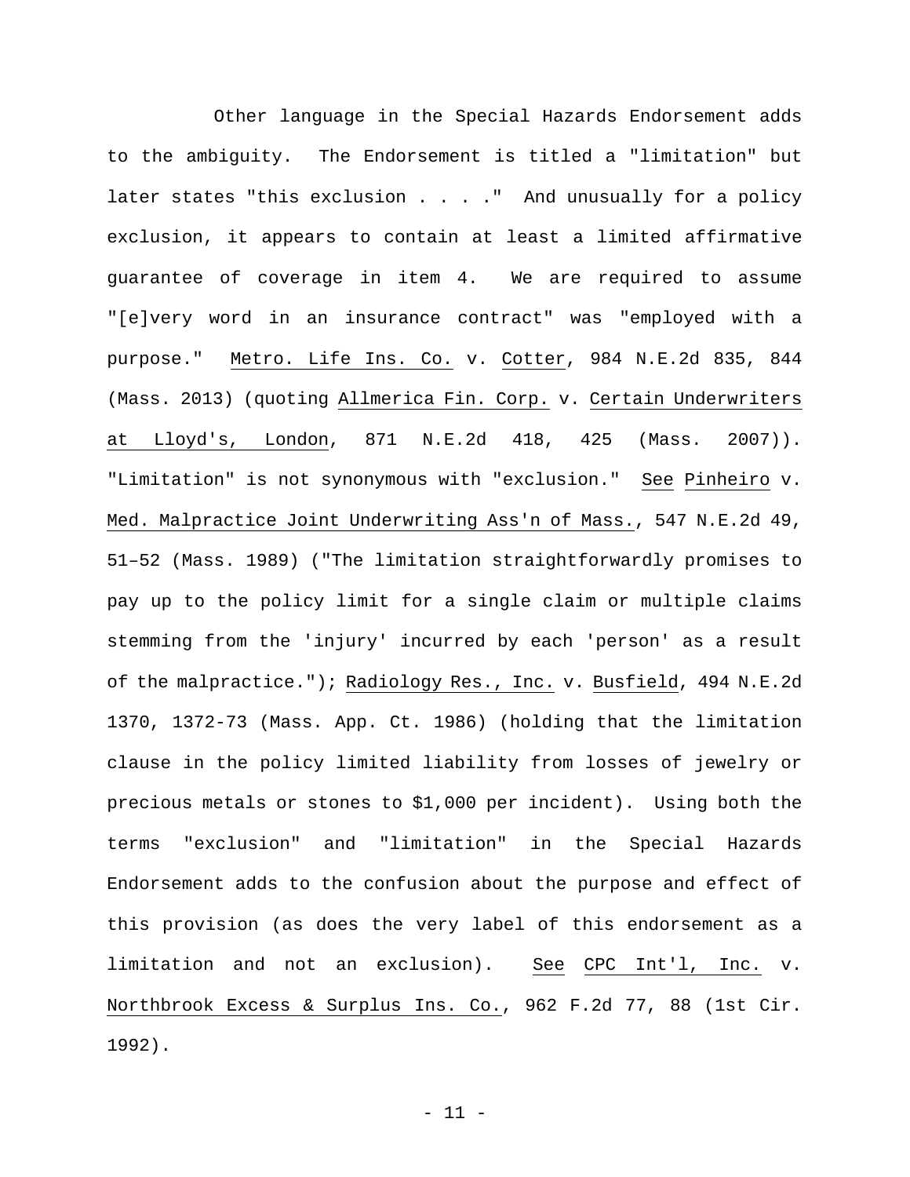Other language in the Special Hazards Endorsement adds to the ambiguity. The Endorsement is titled a "limitation" but later states "this exclusion . . . ." And unusually for a policy exclusion, it appears to contain at least a limited affirmative guarantee of coverage in item 4. We are required to assume "[e]very word in an insurance contract" was "employed with a purpose." Metro. Life Ins. Co. v. Cotter, 984 N.E.2d 835, 844 (Mass. 2013) (quoting Allmerica Fin. Corp. v. Certain Underwriters at Lloyd's, London, 871 N.E.2d 418, 425 (Mass. 2007)). "Limitation" is not synonymous with "exclusion." See Pinheiro v. Med. Malpractice Joint Underwriting Ass'n of Mass., 547 N.E.2d 49, 51–52 (Mass. 1989) ("The limitation straightforwardly promises to pay up to the policy limit for a single claim or multiple claims stemming from the 'injury' incurred by each 'person' as a result of the malpractice."); Radiology Res., Inc. v. Busfield, 494 N.E.2d 1370, 1372-73 (Mass. App. Ct. 1986) (holding that the limitation clause in the policy limited liability from losses of jewelry or precious metals or stones to $1,000 per incident). Using both the terms "exclusion" and "limitation" in the Special Hazards Endorsement adds to the confusion about the purpose and effect of this provision (as does the very label of this endorsement as a limitation and not an exclusion). See CPC Int'l, Inc. v. Northbrook Excess & Surplus Ins. Co., 962 F.2d 77, 88 (1st Cir. 1992).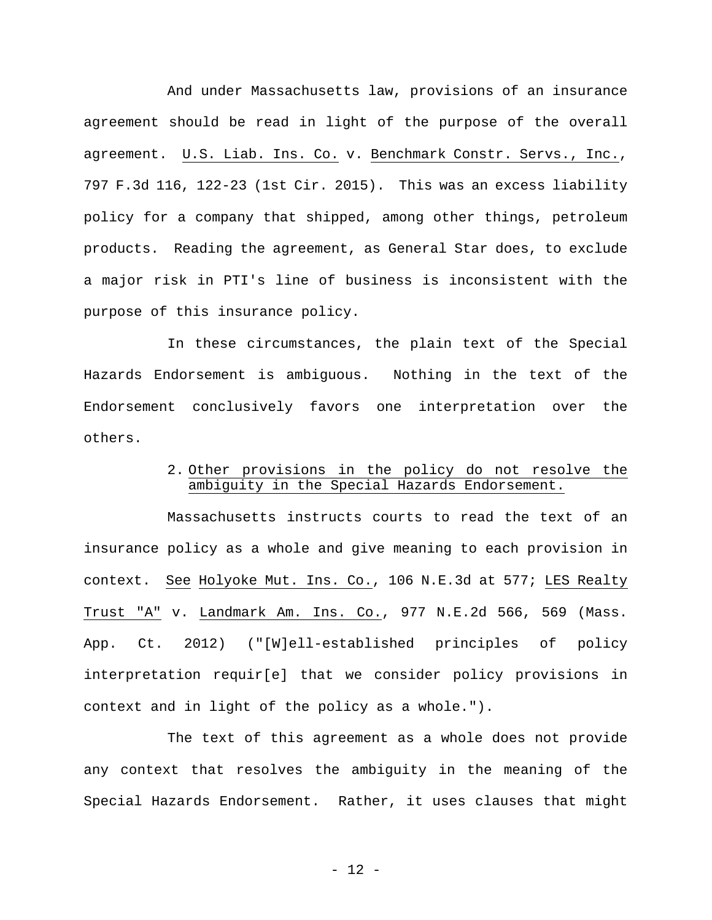And under Massachusetts law, provisions of an insurance agreement should be read in light of the purpose of the overall agreement. U.S. Liab. Ins. Co. v. Benchmark Constr. Servs., Inc., 797 F.3d 116, 122-23 (1st Cir. 2015). This was an excess liability policy for a company that shipped, among other things, petroleum products. Reading the agreement, as General Star does, to exclude a major risk in PTI's line of business is inconsistent with the purpose of this insurance policy.

In these circumstances, the plain text of the Special Hazards Endorsement is ambiguous. Nothing in the text of the Endorsement conclusively favors one interpretation over the others.

2. Other provisions in the policy do not resolve the ambiguity in the Special Hazards Endorsement.

Massachusetts instructs courts to read the text of an insurance policy as a whole and give meaning to each provision in context. See Holyoke Mut. Ins. Co., 106 N.E.3d at 577; LES Realty Trust "A" v. Landmark Am. Ins. Co., 977 N.E.2d 566, 569 (Mass. App. Ct. 2012) ("[W]ell-established principles of policy interpretation requir[e] that we consider policy provisions in context and in light of the policy as a whole.").

The text of this agreement as a whole does not provide any context that resolves the ambiguity in the meaning of the Special Hazards Endorsement. Rather, it uses clauses that might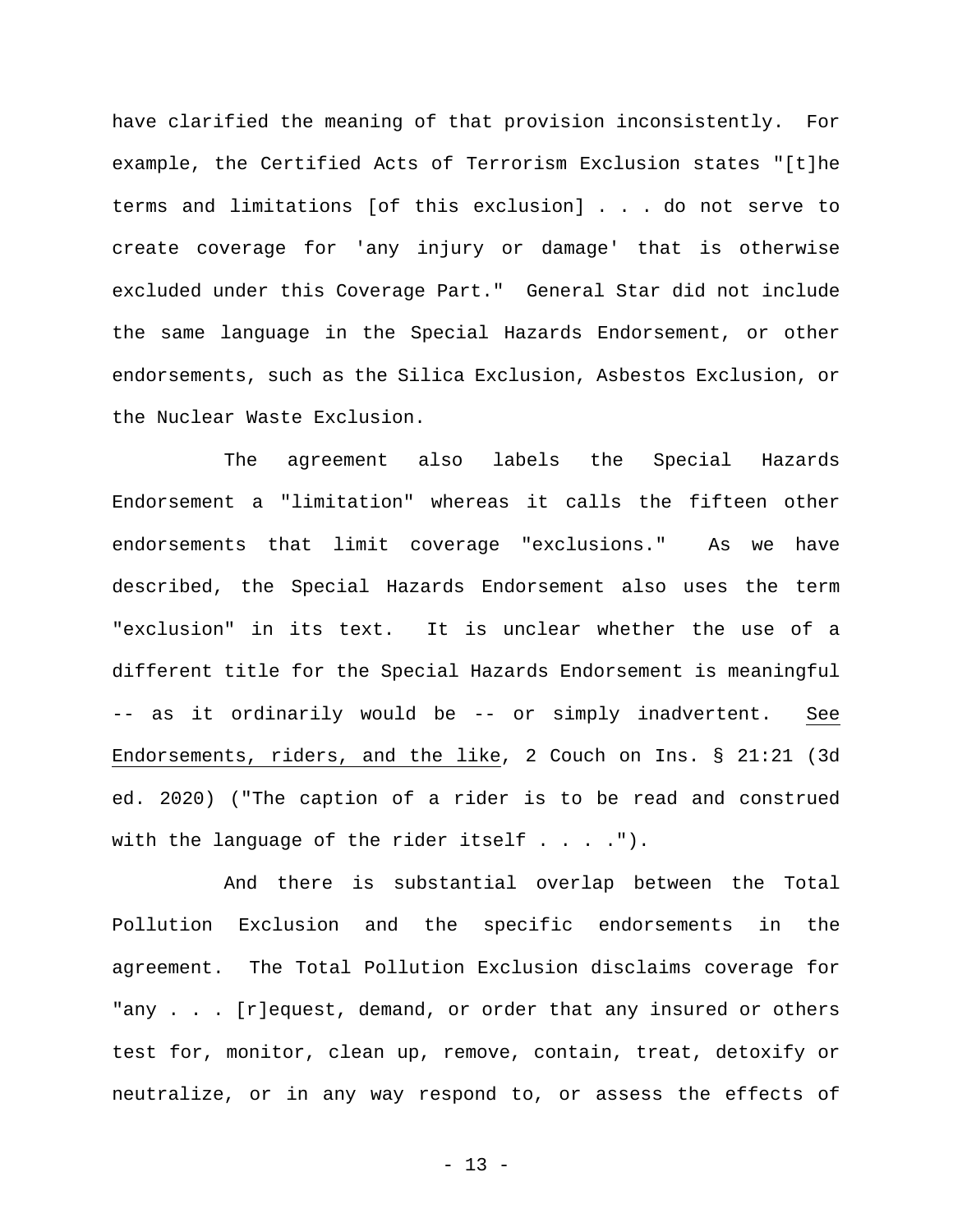have clarified the meaning of that provision inconsistently. For example, the Certified Acts of Terrorism Exclusion states "[t]he terms and limitations [of this exclusion] . . . do not serve to create coverage for 'any injury or damage' that is otherwise excluded under this Coverage Part." General Star did not include the same language in the Special Hazards Endorsement, or other endorsements, such as the Silica Exclusion, Asbestos Exclusion, or the Nuclear Waste Exclusion.

The agreement also labels the Special Hazards Endorsement a "limitation" whereas it calls the fifteen other endorsements that limit coverage "exclusions." As we have described, the Special Hazards Endorsement also uses the term "exclusion" in its text. It is unclear whether the use of a different title for the Special Hazards Endorsement is meaningful -- as it ordinarily would be -- or simply inadvertent. See Endorsements, riders, and the like, 2 Couch on Ins. § 21:21 (3d ed. 2020) ("The caption of a rider is to be read and construed with the language of the rider itself . . . .").

And there is substantial overlap between the Total Pollution Exclusion and the specific endorsements in the agreement. The Total Pollution Exclusion disclaims coverage for "any . . . [r]equest, demand, or order that any insured or others test for, monitor, clean up, remove, contain, treat, detoxify or neutralize, or in any way respond to, or assess the effects of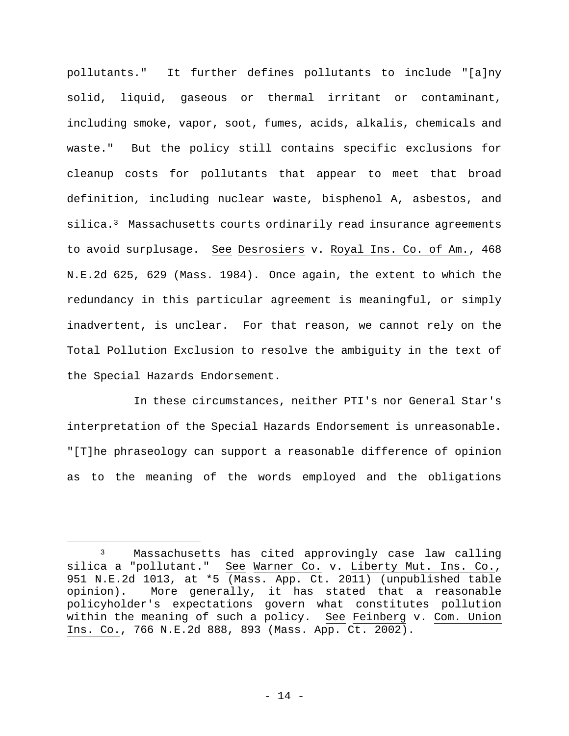pollutants." It further defines pollutants to include "[a]ny solid, liquid, gaseous or thermal irritant or contaminant, including smoke, vapor, soot, fumes, acids, alkalis, chemicals and waste." But the policy still contains specific exclusions for cleanup costs for pollutants that appear to meet that broad definition, including nuclear waste, bisphenol A, asbestos, and silica.[3] Massachusetts courts ordinarily read insurance agreements to avoid surplusage. See Desrosiers v. Royal Ins. Co. of Am., 468 N.E.2d 625, 629 (Mass. 1984). Once again, the extent to which the redundancy in this particular agreement is meaningful, or simply inadvertent, is unclear. For that reason, we cannot rely on the Total Pollution Exclusion to resolve the ambiguity in the text of the Special Hazards Endorsement.

In these circumstances, neither PTI's nor General Star's interpretation of the Special Hazards Endorsement is unreasonable. "[T]he phraseology can support a reasonable difference of opinion as to the meaning of the words employed and the obligations

---

[3] Massachusetts has cited approvingly case law calling silica a "pollutant." See Warner Co. v. Liberty Mut. Ins. Co., 951 N.E.2d 1013, at *5 (Mass. App. Ct. 2011) (unpublished table opinion). More generally, it has stated that a reasonable policyholder's expectations govern what constitutes pollution within the meaning of such a policy. See Feinberg v. Com. Union Ins. Co., 766 N.E.2d 888, 893 (Mass. App. Ct. 2002).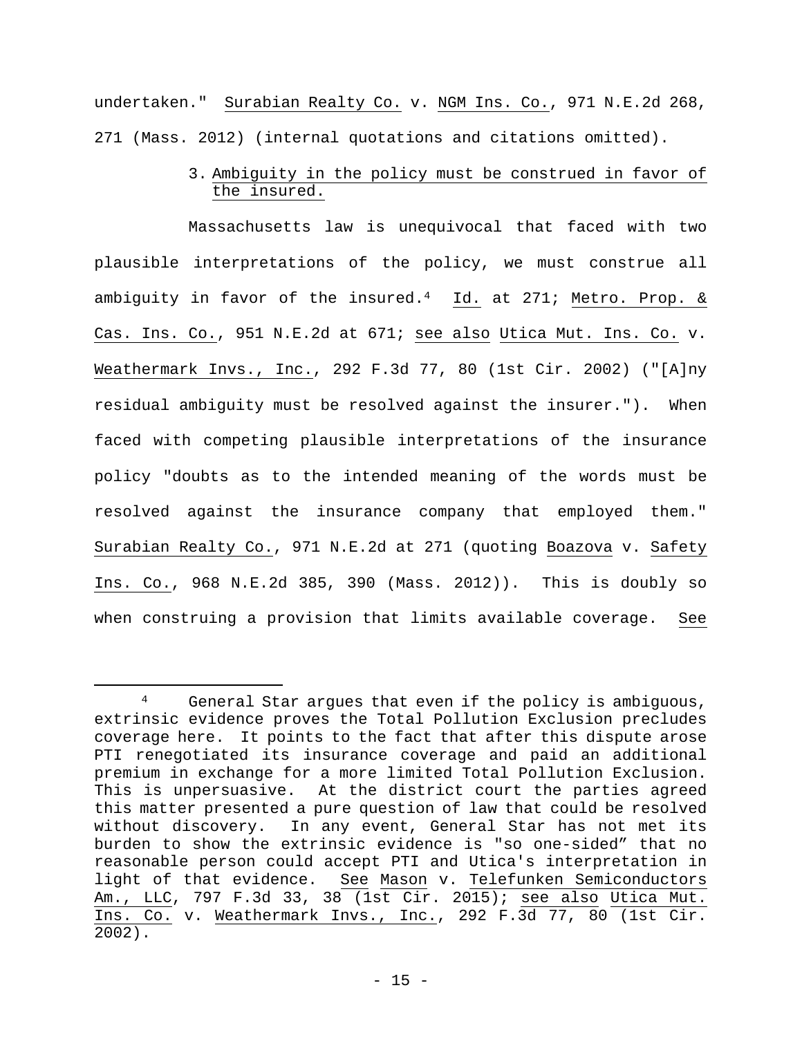undertaken." Surabian Realty Co. v. NGM Ins. Co., 971 N.E.2d 268, 271 (Mass. 2012) (internal quotations and citations omitted).

3. Ambiguity in the policy must be construed in favor of the insured.

Massachusetts law is unequivocal that faced with two plausible interpretations of the policy, we must construe all ambiguity in favor of the insured.[4] Id. at 271; Metro. Prop. & Cas. Ins. Co., 951 N.E.2d at 671; see also Utica Mut. Ins. Co. v. Weathermark Invs., Inc., 292 F.3d 77, 80 (1st Cir. 2002) ("[A]ny residual ambiguity must be resolved against the insurer."). When faced with competing plausible interpretations of the insurance policy "doubts as to the intended meaning of the words must be resolved against the insurance company that employed them." Surabian Realty Co., 971 N.E.2d at 271 (quoting Boazova v. Safety Ins. Co., 968 N.E.2d 385, 390 (Mass. 2012)). This is doubly so when construing a provision that limits available coverage. See

---

[4] General Star argues that even if the policy is ambiguous, extrinsic evidence proves the Total Pollution Exclusion precludes coverage here. It points to the fact that after this dispute arose PTI renegotiated its insurance coverage and paid an additional premium in exchange for a more limited Total Pollution Exclusion. This is unpersuasive. At the district court the parties agreed this matter presented a pure question of law that could be resolved without discovery. In any event, General Star has not met its burden to show the extrinsic evidence is "so one-sided" that no reasonable person could accept PTI and Utica's interpretation in light of that evidence. See Mason v. Telefunken Semiconductors Am., LLC, 797 F.3d 33, 38 (1st Cir. 2015); see also Utica Mut. Ins. Co. v. Weathermark Invs., Inc., 292 F.3d 77, 80 (1st Cir. 2002).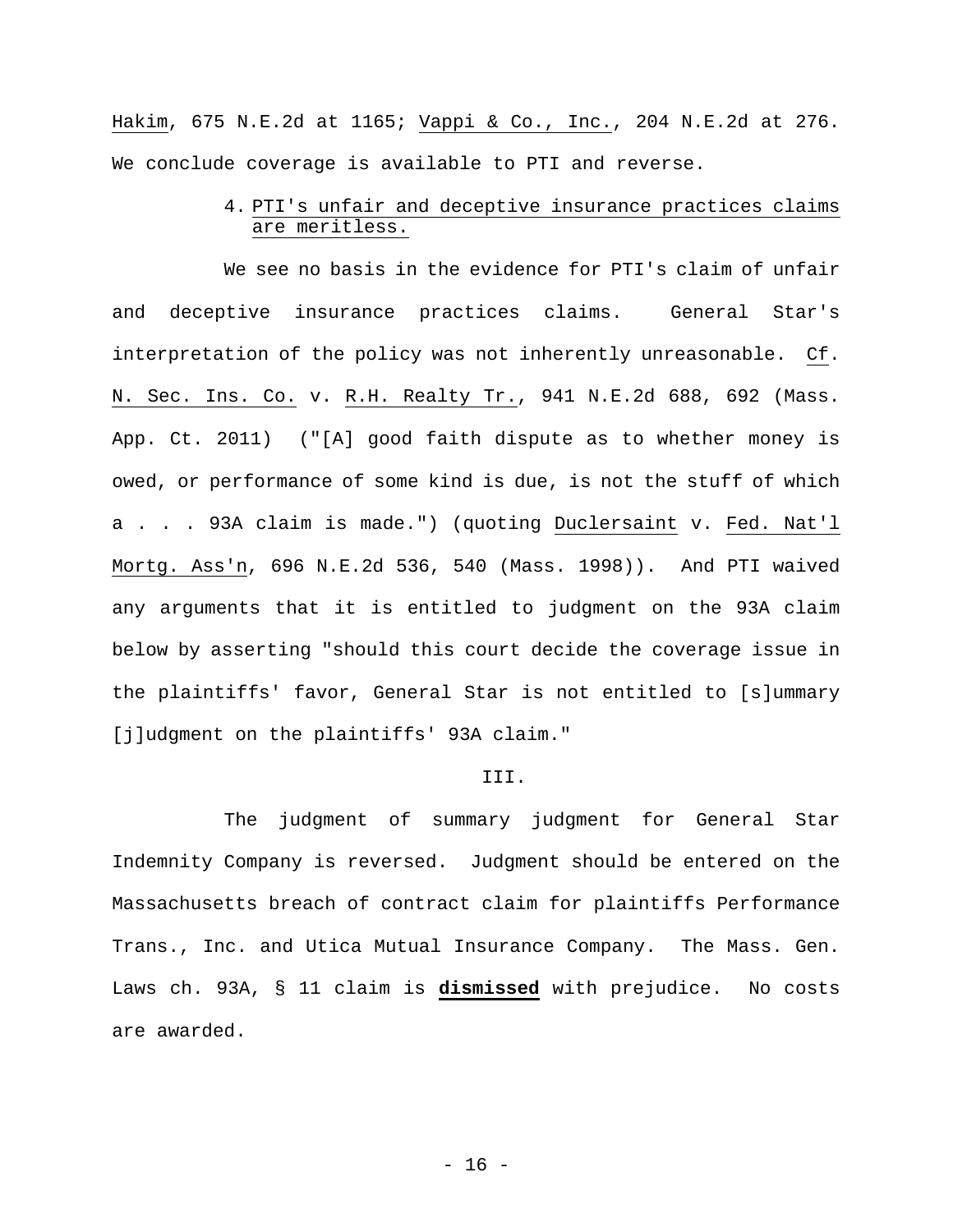Hakim, 675 N.E.2d at 1165; Vappi & Co., Inc., 204 N.E.2d at 276. We conclude coverage is available to PTI and reverse.

4. PTI's unfair and deceptive insurance practices claims are meritless.

We see no basis in the evidence for PTI's claim of unfair and deceptive insurance practices claims. General Star's interpretation of the policy was not inherently unreasonable. Cf. N. Sec. Ins. Co. v. R.H. Realty Tr., 941 N.E.2d 688, 692 (Mass. App. Ct. 2011) ("[A] good faith dispute as to whether money is owed, or performance of some kind is due, is not the stuff of which a . . . 93A claim is made.") (quoting Duclersaint v. Fed. Nat'l Mortg. Ass'n, 696 N.E.2d 536, 540 (Mass. 1998)). And PTI waived any arguments that it is entitled to judgment on the 93A claim below by asserting "should this court decide the coverage issue in the plaintiffs' favor, General Star is not entitled to [s]ummary [j]udgment on the plaintiffs' 93A claim."

III.

The judgment of summary judgment for General Star Indemnity Company is reversed. Judgment should be entered on the Massachusetts breach of contract claim for plaintiffs Performance Trans., Inc. and Utica Mutual Insurance Company. The Mass. Gen. Laws ch. 93A, § 11 claim is **dismissed** with prejudice. No costs are awarded.